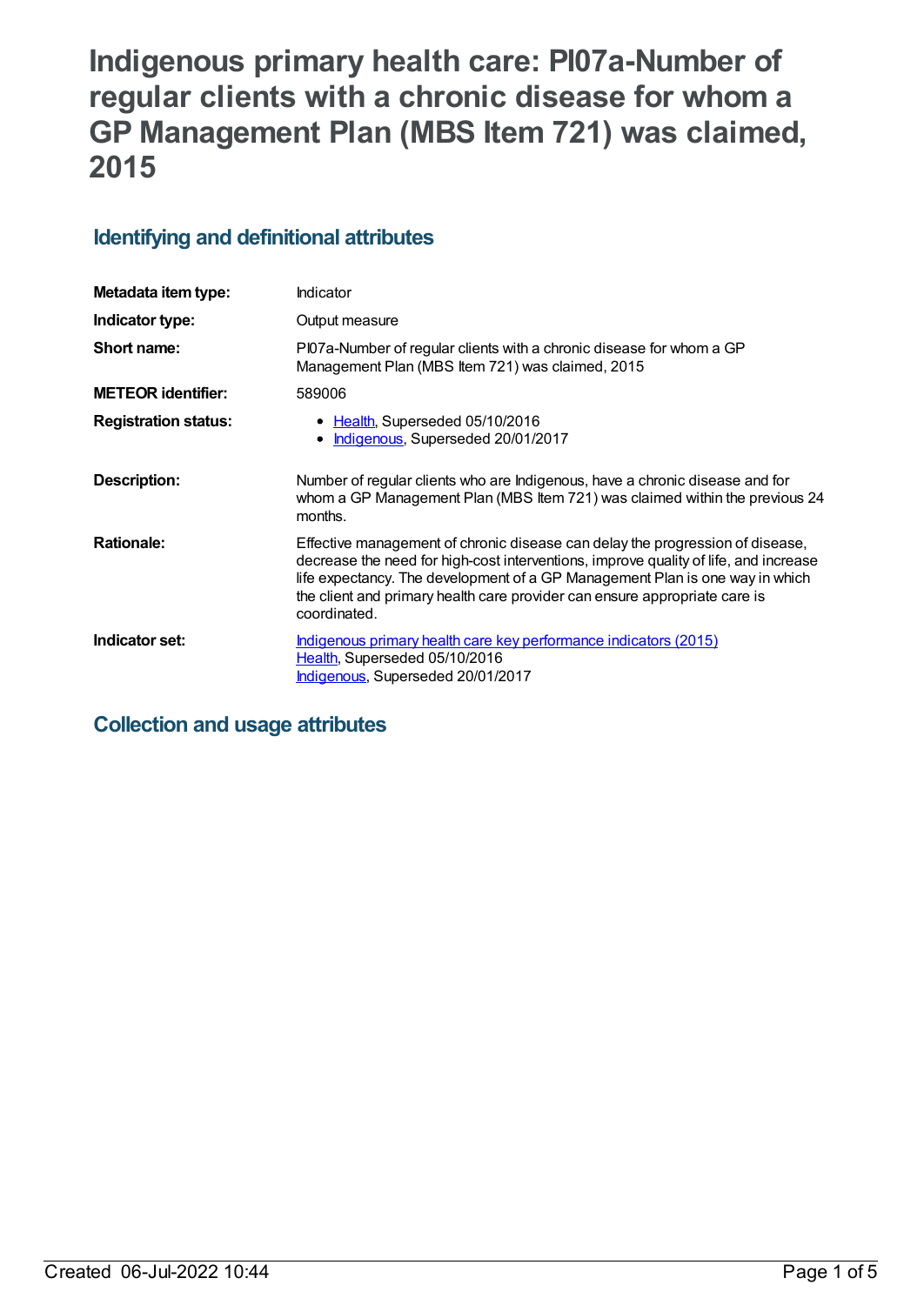# Indigenous primary health care: PI07a-Number of regular clients with a chronic disease for whom a GP Management Plan (MBS Item 721) was claimed, 2015

## Identifying and definitional attributes

| | |
|---|---|
| **Metadata item type:** | Indicator |
| **Indicator type:** | Output measure |
| **Short name:** | PI07a-Number of regular clients with a chronic disease for whom a GP Management Plan (MBS Item 721) was claimed, 2015 |
| **METEOR identifier:** | 589006 |
| **Registration status:** | • Health, Superseded 05/10/2016<br>• Indigenous, Superseded 20/01/2017 |
| **Description:** | Number of regular clients who are Indigenous, have a chronic disease and for whom a GP Management Plan (MBS Item 721) was claimed within the previous 24 months. |
| **Rationale:** | Effective management of chronic disease can delay the progression of disease, decrease the need for high-cost interventions, improve quality of life, and increase life expectancy. The development of a GP Management Plan is one way in which the client and primary health care provider can ensure appropriate care is coordinated. |
| **Indicator set:** | Indigenous primary health care key performance indicators (2015)<br>Health, Superseded 05/10/2016<br>Indigenous, Superseded 20/01/2017 |

## Collection and usage attributes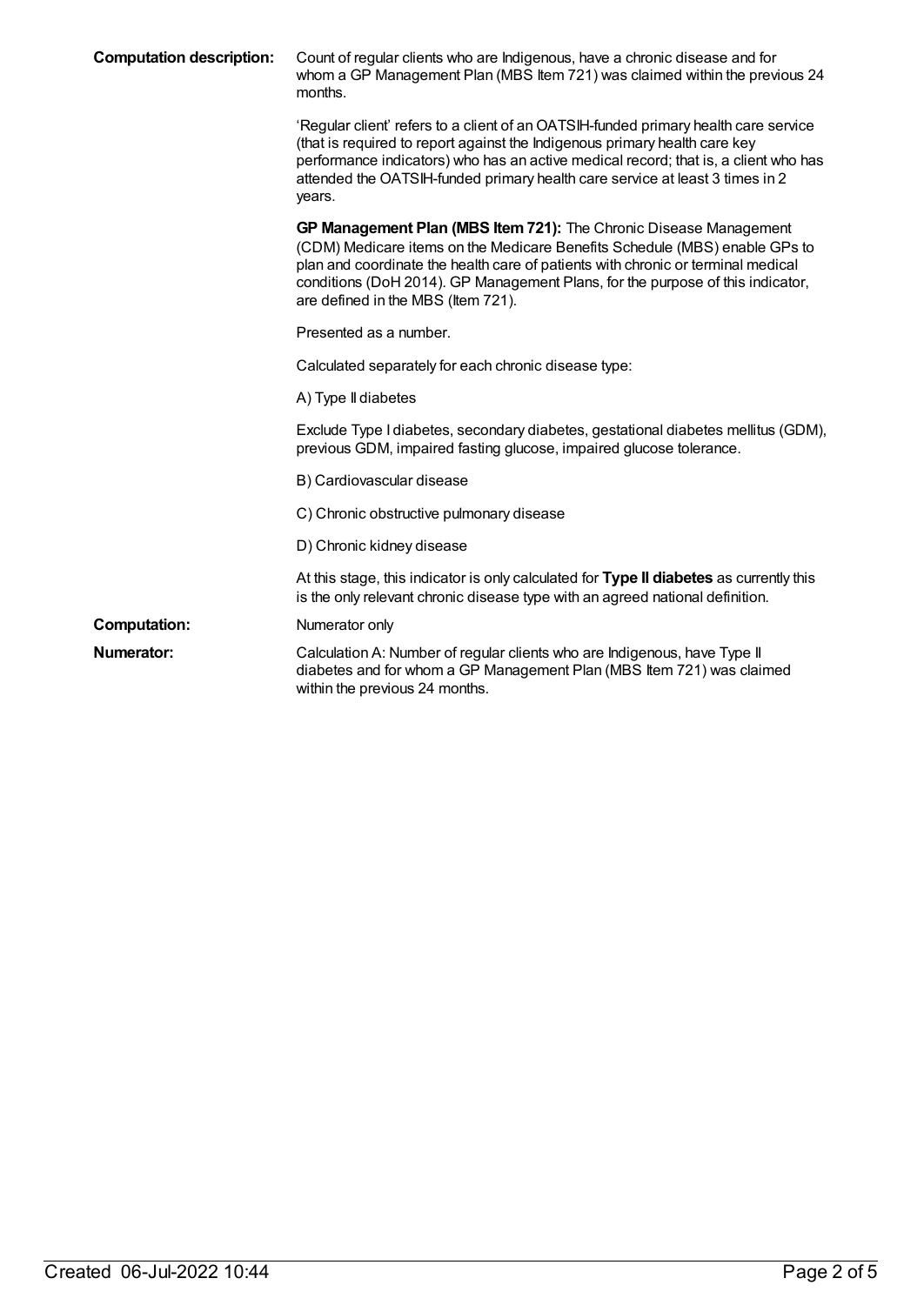**Computation description:** Count of regular clients who are Indigenous, have a chronic disease and for whom a GP Management Plan (MBS Item 721) was claimed within the previous 24 months.

'Regular client' refers to a client of an OATSIH-funded primary health care service (that is required to report against the Indigenous primary health care key performance indicators) who has an active medical record; that is, a client who has attended the OATSIH-funded primary health care service at least 3 times in 2 years.

**GP Management Plan (MBS Item 721):** The Chronic Disease Management (CDM) Medicare items on the Medicare Benefits Schedule (MBS) enable GPs to plan and coordinate the health care of patients with chronic or terminal medical conditions (DoH 2014). GP Management Plans, for the purpose of this indicator, are defined in the MBS (Item 721).

Presented as a number.

Calculated separately for each chronic disease type:

A) Type II diabetes

Exclude Type I diabetes, secondary diabetes, gestational diabetes mellitus (GDM), previous GDM, impaired fasting glucose, impaired glucose tolerance.

B) Cardiovascular disease

C) Chronic obstructive pulmonary disease

D) Chronic kidney disease

At this stage, this indicator is only calculated for **Type II diabetes** as currently this is the only relevant chronic disease type with an agreed national definition.

**Computation:** Numerator only

**Numerator:** Calculation A: Number of regular clients who are Indigenous, have Type II diabetes and for whom a GP Management Plan (MBS Item 721) was claimed within the previous 24 months.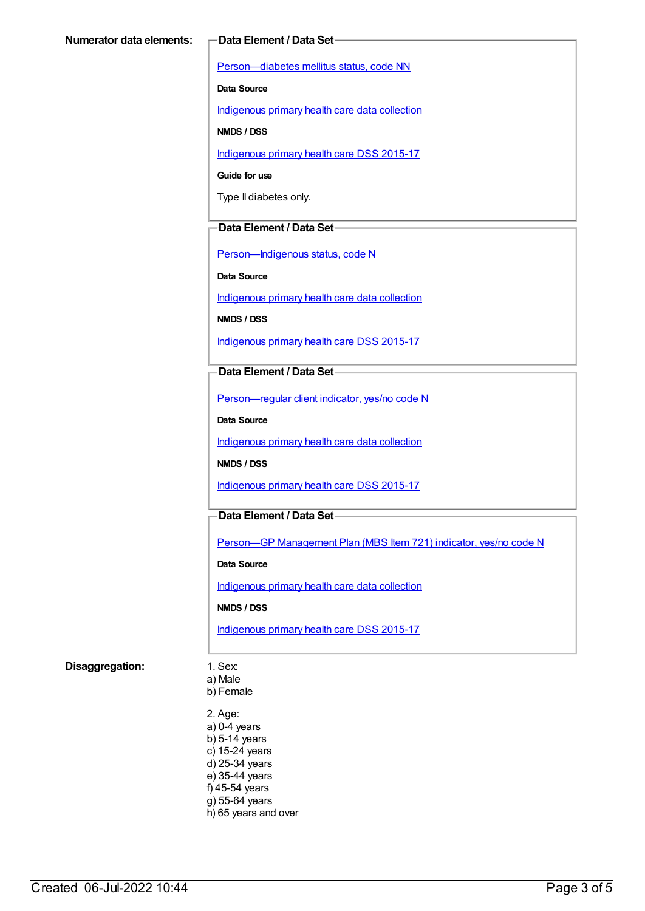**Numerator data elements:**

**Data Element / Data Set**

Person—diabetes mellitus status, code NN

**Data Source**

Indigenous primary health care data collection

**NMDS / DSS**

Indigenous primary health care DSS 2015-17

**Guide for use**

Type II diabetes only.

**Data Element / Data Set**

Person—Indigenous status, code N

**Data Source**

Indigenous primary health care data collection

**NMDS / DSS**

Indigenous primary health care DSS 2015-17

**Data Element / Data Set**

Person—regular client indicator, yes/no code N

**Data Source**

Indigenous primary health care data collection

**NMDS / DSS**

Indigenous primary health care DSS 2015-17

**Data Element / Data Set**

Person—GP Management Plan (MBS Item 721) indicator, yes/no code N

**Data Source**

Indigenous primary health care data collection

**NMDS / DSS**

Indigenous primary health care DSS 2015-17

**Disaggregation:**

1. Sex:
a) Male
b) Female

2. Age:
a) 0-4 years
b) 5-14 years
c) 15-24 years
d) 25-34 years
e) 35-44 years
f) 45-54 years
g) 55-64 years
h) 65 years and over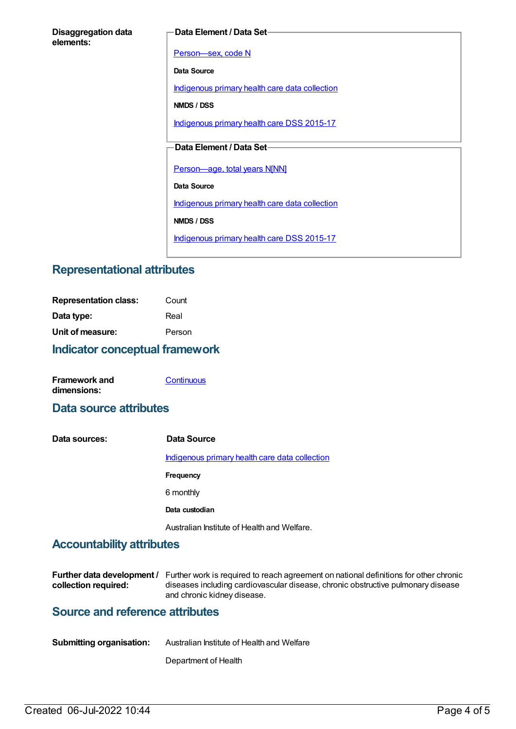**Disaggregation data elements:**

**Data Element / Data Set**

Person—sex, code N

**Data Source**

Indigenous primary health care data collection

**NMDS / DSS**

Indigenous primary health care DSS 2015-17

**Data Element / Data Set**

Person—age, total years N[NN]

**Data Source**

Indigenous primary health care data collection

**NMDS / DSS**

Indigenous primary health care DSS 2015-17

## Representational attributes

**Representation class:** Count

**Data type:** Real

**Unit of measure:** Person

## Indicator conceptual framework

**Framework and dimensions:** Continuous

## Data source attributes

**Data sources:**

**Data Source**

Indigenous primary health care data collection

**Frequency**

6 monthly

**Data custodian**

Australian Institute of Health and Welfare.

## Accountability attributes

**Further data development / collection required:** Further work is required to reach agreement on national definitions for other chronic diseases including cardiovascular disease, chronic obstructive pulmonary disease and chronic kidney disease.

## Source and reference attributes

**Submitting organisation:** Australian Institute of Health and Welfare

Department of Health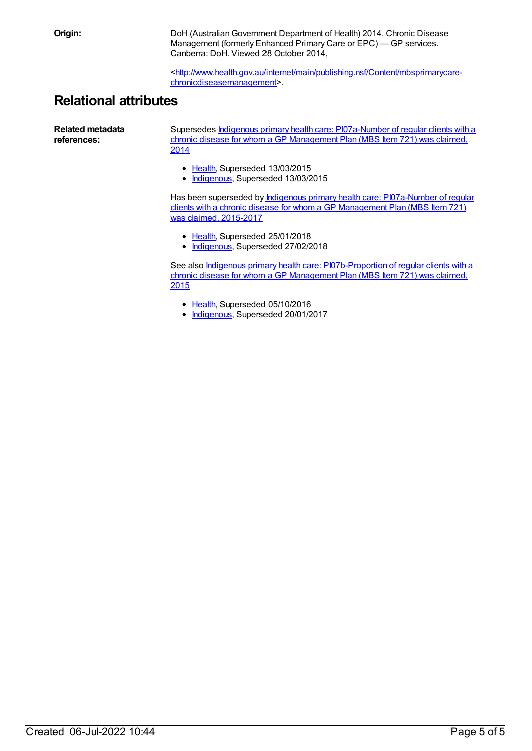**Origin:** DoH (Australian Government Department of Health) 2014. Chronic Disease Management (formerly Enhanced Primary Care or EPC) — GP services. Canberra: DoH. Viewed 28 October 2014,

<http://www.health.gov.au/internet/main/publishing.nsf/Content/mbsprimarycare-chronicdiseasemanagement>.

## Relational attributes

**Related metadata references:**

Supersedes Indigenous primary health care: PI07a-Number of regular clients with a chronic disease for whom a GP Management Plan (MBS Item 721) was claimed, 2014

- Health, Superseded 13/03/2015
- Indigenous, Superseded 13/03/2015

Has been superseded by Indigenous primary health care: PI07a-Number of regular clients with a chronic disease for whom a GP Management Plan (MBS Item 721) was claimed, 2015-2017

- Health, Superseded 25/01/2018
- Indigenous, Superseded 27/02/2018

See also Indigenous primary health care: PI07b-Proportion of regular clients with a chronic disease for whom a GP Management Plan (MBS Item 721) was claimed, 2015

- Health, Superseded 05/10/2016
- Indigenous, Superseded 20/01/2017